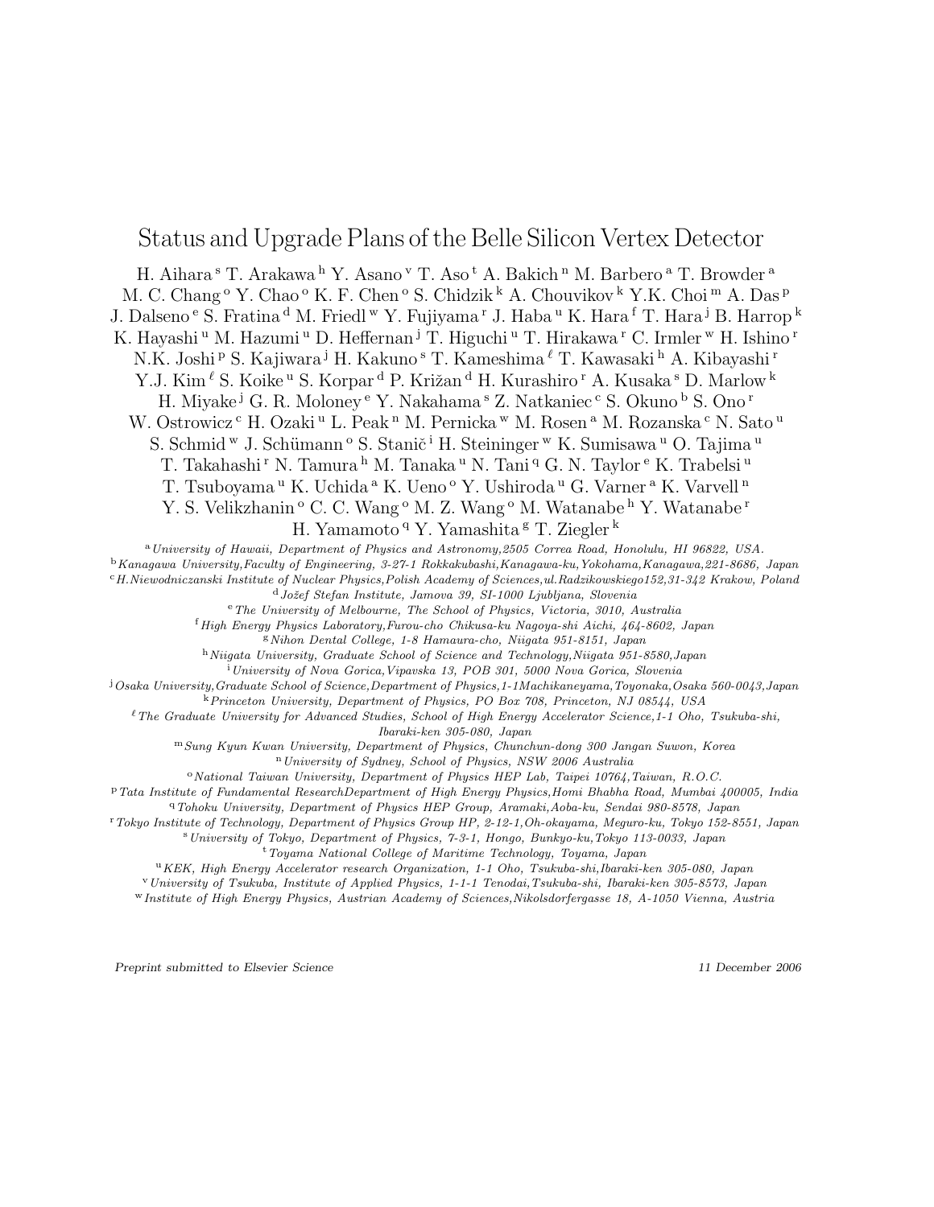# Status and Upgrade Plans of the Belle Silicon Vertex Detector

H. Aihara [s] T. Arakawa [h] Y. Asano [v] T. Aso [t] A. Bakich [n] M. Barbero [a] T. Browder [a] M. C. Chang [o] Y. Chao [o] K. F. Chen [o] S. Chidzik [k] A. Chouvikov [k] Y.K. Choi [m] A. Das [p] J. Dalseno [e] S. Fratina [d] M. Friedl [w] Y. Fujiyama [r] J. Haba [u] K. Hara [f] T. Hara [j] B. Harrop [k] K. Hayashi [u] M. Hazumi [u] D. Heffernan [j] T. Higuchi [u] T. Hirakawa [r] C. Irmler [w] H. Ishino [r] N.K. Joshi [p] S. Kajiwara [j] H. Kakuno [s] T. Kameshima [ℓ] T. Kawasaki [h] A. Kibayashi [r] Y.J. Kim [ℓ] S. Koike [u] S. Korpar [d] P. Križan [d] H. Kurashiro [r] A. Kusaka [s] D. Marlow [k] H. Miyake [j] G. R. Moloney [e] Y. Nakahama [s] Z. Natkaniec [c] S. Okuno [b] S. Ono [r] W. Ostrowicz [c] H. Ozaki [u] L. Peak [n] M. Pernicka [w] M. Rosen [a] M. Rozanska [c] N. Sato [u] S. Schmid [w] J. Schümann [o] S. Stanič [i] H. Steininger [w] K. Sumisawa [u] O. Tajima [u] T. Takahashi [r] N. Tamura [h] M. Tanaka [u] N. Tani [q] G. N. Taylor [e] K. Trabelsi [u] T. Tsuboyama [u] K. Uchida [a] K. Ueno [o] Y. Ushiroda [u] G. Varner [a] K. Varvell [n] Y. S. Velikzhanin [o] C. C. Wang [o] M. Z. Wang [o] M. Watanabe [h] Y. Watanabe [r] H. Yamamoto [q] Y. Yamashita [g] T. Ziegler [k]

[a] *University of Hawaii, Department of Physics and Astronomy,2505 Correa Road, Honolulu, HI 96822, USA.*

[b] *Kanagawa University,Faculty of Engineering, 3-27-1 Rokkakubashi,Kanagawa-ku,Yokohama,Kanagawa,221-8686, Japan*

[c] *H.Niewodniczanski Institute of Nuclear Physics,Polish Academy of Sciences,ul.Radzikowskiego152,31-342 Krakow, Poland*

[d] *Jožef Stefan Institute, Jamova 39, SI-1000 Ljubljana, Slovenia*

[e] *The University of Melbourne, The School of Physics, Victoria, 3010, Australia*

[f] *High Energy Physics Laboratory,Furou-cho Chikusa-ku Nagoya-shi Aichi, 464-8602, Japan*

[g] *Nihon Dental College, 1-8 Hamaura-cho, Niigata 951-8151, Japan*

[h] *Niigata University, Graduate School of Science and Technology,Niigata 951-8580,Japan*

[i] *University of Nova Gorica,Vipavska 13, POB 301, 5000 Nova Gorica, Slovenia*

[j] *Osaka University,Graduate School of Science,Department of Physics,1-1Machikaneyama,Toyonaka,Osaka 560-0043,Japan*

[k] *Princeton University, Department of Physics, PO Box 708, Princeton, NJ 08544, USA*

[ℓ] *The Graduate University for Advanced Studies, School of High Energy Accelerator Science,1-1 Oho, Tsukuba-shi, Ibaraki-ken 305-080, Japan*

[m] *Sung Kyun Kwan University, Department of Physics, Chunchun-dong 300 Jangan Suwon, Korea*

[n] *University of Sydney, School of Physics, NSW 2006 Australia*

[o] *National Taiwan University, Department of Physics HEP Lab, Taipei 10764,Taiwan, R.O.C.*

[p] *Tata Institute of Fundamental ResearchDepartment of High Energy Physics,Homi Bhabha Road, Mumbai 400005, India*

[q] *Tohoku University, Department of Physics HEP Group, Aramaki,Aoba-ku, Sendai 980-8578, Japan*

[r] *Tokyo Institute of Technology, Department of Physics Group HP, 2-12-1,Oh-okayama, Meguro-ku, Tokyo 152-8551, Japan*

[s] *University of Tokyo, Department of Physics, 7-3-1, Hongo, Bunkyo-ku,Tokyo 113-0033, Japan*

[t] *Toyama National College of Maritime Technology, Toyama, Japan*

[u] *KEK, High Energy Accelerator research Organization, 1-1 Oho, Tsukuba-shi,Ibaraki-ken 305-080, Japan*

[v] *University of Tsukuba, Institute of Applied Physics, 1-1-1 Tenodai,Tsukuba-shi, Ibaraki-ken 305-8573, Japan*

[w] *Institute of High Energy Physics, Austrian Academy of Sciences,Nikolsdorfergasse 18, A-1050 Vienna, Austria*

*Preprint submitted to Elsevier Science* 11 December 2006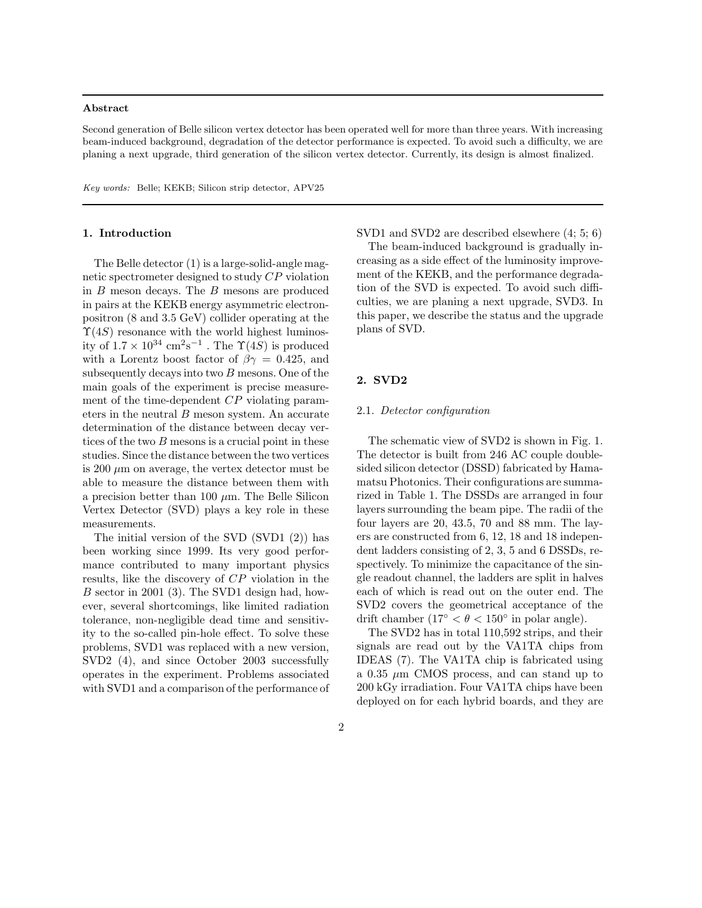**Abstract**

Second generation of Belle silicon vertex detector has been operated well for more than three years. With increasing beam-induced background, degradation of the detector performance is expected. To avoid such a difficulty, we are planing a next upgrade, third generation of the silicon vertex detector. Currently, its design is almost finalized.

*Key words:* Belle; KEKB; Silicon strip detector, APV25

## 1. Introduction

The Belle detector (1) is a large-solid-angle magnetic spectrometer designed to study $CP$ violation in $B$ meson decays. The $B$ mesons are produced in pairs at the KEKB energy asymmetric electron-positron (8 and 3.5 GeV) collider operating at the $\Upsilon(4S)$ resonance with the world highest luminosity of $1.7 \times 10^{34}$ cm$^2$s$^{-1}$ . The $\Upsilon(4S)$ is produced with a Lorentz boost factor of $\beta\gamma = 0.425$, and subsequently decays into two $B$ mesons. One of the main goals of the experiment is precise measurement of the time-dependent $CP$ violating parameters in the neutral $B$ meson system. An accurate determination of the distance between decay vertices of the two $B$ mesons is a crucial point in these studies. Since the distance between the two vertices is 200 $\mu$m on average, the vertex detector must be able to measure the distance between them with a precision better than 100 $\mu$m. The Belle Silicon Vertex Detector (SVD) plays a key role in these measurements.

The initial version of the SVD (SVD1 (2)) has been working since 1999. Its very good performance contributed to many important physics results, like the discovery of $CP$ violation in the $B$ sector in 2001 (3). The SVD1 design had, however, several shortcomings, like limited radiation tolerance, non-negligible dead time and sensitivity to the so-called pin-hole effect. To solve these problems, SVD1 was replaced with a new version, SVD2 (4), and since October 2003 successfully operates in the experiment. Problems associated with SVD1 and a comparison of the performance of SVD1 and SVD2 are described elsewhere (4; 5; 6)

The beam-induced background is gradually increasing as a side effect of the luminosity improvement of the KEKB, and the performance degradation of the SVD is expected. To avoid such difficulties, we are planing a next upgrade, SVD3. In this paper, we describe the status and the upgrade plans of SVD.

## 2. SVD2

### 2.1. *Detector configuration*

The schematic view of SVD2 is shown in Fig. 1. The detector is built from 246 AC couple double-sided silicon detector (DSSD) fabricated by Hamamatsu Photonics. Their configurations are summarized in Table 1. The DSSDs are arranged in four layers surrounding the beam pipe. The radii of the four layers are 20, 43.5, 70 and 88 mm. The layers are constructed from 6, 12, 18 and 18 independent ladders consisting of 2, 3, 5 and 6 DSSDs, respectively. To minimize the capacitance of the single readout channel, the ladders are split in halves each of which is read out on the outer end. The SVD2 covers the geometrical acceptance of the drift chamber ($17^\circ < \theta < 150^\circ$ in polar angle).

The SVD2 has in total 110,592 strips, and their signals are read out by the VA1TA chips from IDEAS (7). The VA1TA chip is fabricated using a 0.35 $\mu$m CMOS process, and can stand up to 200 kGy irradiation. Four VA1TA chips have been deployed on for each hybrid boards, and they are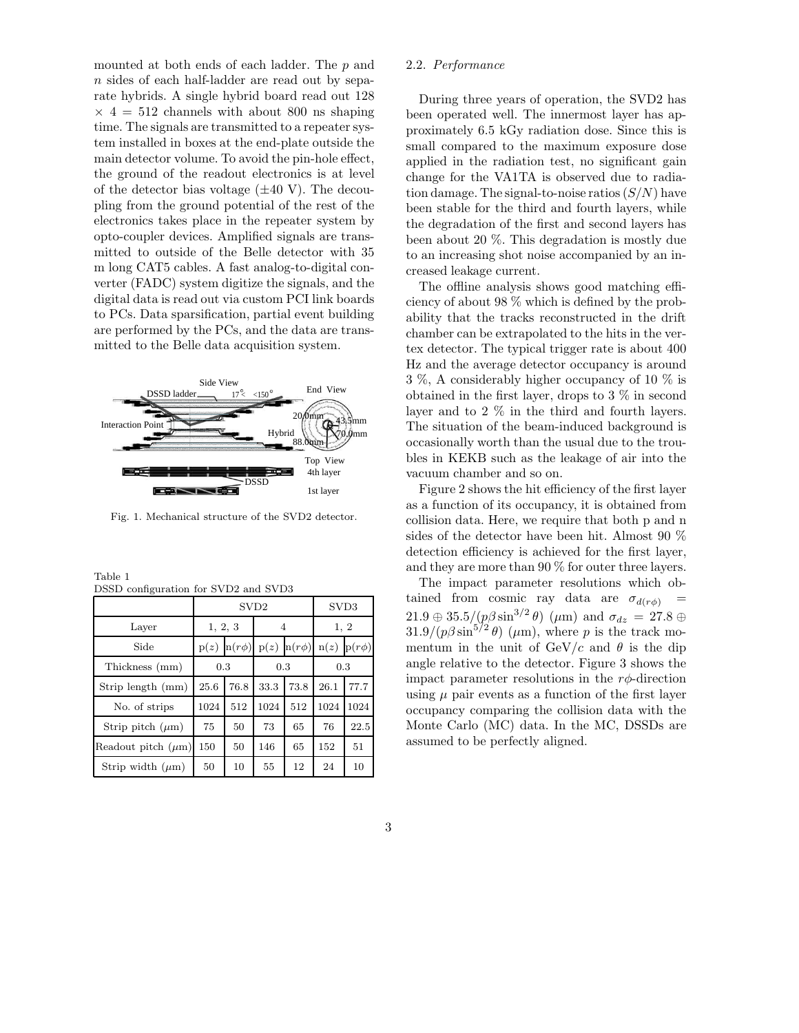mounted at both ends of each ladder. The $p$ and $n$ sides of each half-ladder are read out by separate hybrids. A single hybrid board read out 128 $\times$ 4 = 512 channels with about 800 ns shaping time. The signals are transmitted to a repeater system installed in boxes at the end-plate outside the main detector volume. To avoid the pin-hole effect, the ground of the readout electronics is at level of the detector bias voltage ($\pm$40 V). The decoupling from the ground potential of the rest of the electronics takes place in the repeater system by opto-coupler devices. Amplified signals are transmitted to outside of the Belle detector with 35 m long CAT5 cables. A fast analog-to-digital converter (FADC) system digitize the signals, and the digital data is read out via custom PCI link boards to PCs. Data sparsification, partial event building are performed by the PCs, and the data are transmitted to the Belle data acquisition system.

Fig. 1. Mechanical structure of the SVD2 detector.

Table 1
DSSD configuration for SVD2 and SVD3

| | SVD2 | | | | SVD3 | |
|---|---|---|---|---|---|---|
| Layer | 1, 2, 3 | | 4 | | 1, 2 | |
| Side | p($z$) | n($r\phi$) | p($z$) | n($r\phi$) | n($z$) | p($r\phi$) |
| Thickness (mm) | 0.3 | | 0.3 | | 0.3 | |
| Strip length (mm) | 25.6 | 76.8 | 33.3 | 73.8 | 26.1 | 77.7 |
| No. of strips | 1024 | 512 | 1024 | 512 | 1024 | 1024 |
| Strip pitch ($\mu$m) | 75 | 50 | 73 | 65 | 76 | 22.5 |
| Readout pitch ($\mu$m) | 150 | 50 | 146 | 65 | 152 | 51 |
| Strip width ($\mu$m) | 50 | 10 | 55 | 12 | 24 | 10 |

### 2.2. *Performance*

During three years of operation, the SVD2 has been operated well. The innermost layer has approximately 6.5 kGy radiation dose. Since this is small compared to the maximum exposure dose applied in the radiation test, no significant gain change for the VA1TA is observed due to radiation damage. The signal-to-noise ratios ($S/N$) have been stable for the third and fourth layers, while the degradation of the first and second layers has been about 20 %. This degradation is mostly due to an increasing shot noise accompanied by an increased leakage current.

The offline analysis shows good matching efficiency of about 98 % which is defined by the probability that the tracks reconstructed in the drift chamber can be extrapolated to the hits in the vertex detector. The typical trigger rate is about 400 Hz and the average detector occupancy is around 3 %, A considerably higher occupancy of 10 % is obtained in the first layer, drops to 3 % in second layer and to 2 % in the third and fourth layers. The situation of the beam-induced background is occasionally worth than the usual due to the troubles in KEKB such as the leakage of air into the vacuum chamber and so on.

Figure 2 shows the hit efficiency of the first layer as a function of its occupancy, it is obtained from collision data. Here, we require that both p and n sides of the detector have been hit. Almost 90 % detection efficiency is achieved for the first layer, and they are more than 90 % for outer three layers.

The impact parameter resolutions which obtained from cosmic ray data are $\sigma_{d(r\phi)} = 21.9 \oplus 35.5/(p\beta \sin^{3/2}\theta)$ ($\mu$m) and $\sigma_{dz} = 27.8 \oplus 31.9/(p\beta \sin^{5/2}\theta)$ ($\mu$m), where $p$ is the track momentum in the unit of GeV/$c$ and $\theta$ is the dip angle relative to the detector. Figure 3 shows the impact parameter resolutions in the $r\phi$-direction using $\mu$ pair events as a function of the first layer occupancy comparing the collision data with the Monte Carlo (MC) data. In the MC, DSSDs are assumed to be perfectly aligned.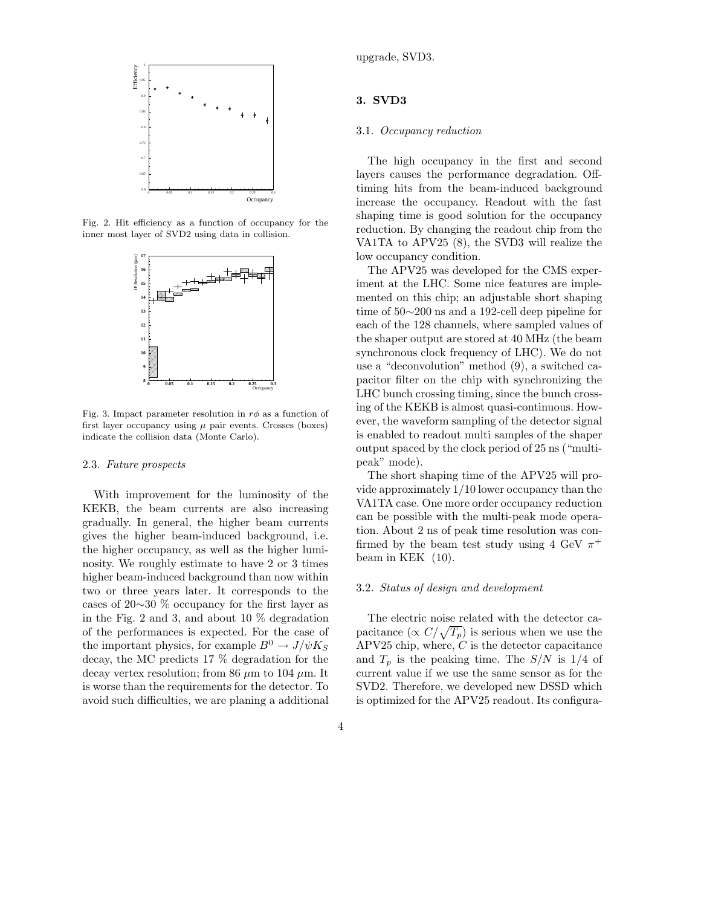Fig. 2. Hit efficiency as a function of occupancy for the inner most layer of SVD2 using data in collision.

Fig. 3. Impact parameter resolution in $r\phi$ as a function of first layer occupancy using $\mu$ pair events. Crosses (boxes) indicate the collision data (Monte Carlo).

### 2.3. *Future prospects*

With improvement for the luminosity of the KEKB, the beam currents are also increasing gradually. In general, the higher beam currents gives the higher beam-induced background, i.e. the higher occupancy, as well as the higher luminosity. We roughly estimate to have 2 or 3 times higher beam-induced background than now within two or three years later. It corresponds to the cases of 20$\sim$30 % occupancy for the first layer as in the Fig. 2 and 3, and about 10 % degradation of the performances is expected. For the case of the important physics, for example $B^0 \rightarrow J/\psi K_S$ decay, the MC predicts 17 % degradation for the decay vertex resolution; from 86 $\mu$m to 104 $\mu$m. It is worse than the requirements for the detector. To avoid such difficulties, we are planing a additional upgrade, SVD3.

## 3. SVD3

### 3.1. *Occupancy reduction*

The high occupancy in the first and second layers causes the performance degradation. Off-timing hits from the beam-induced background increase the occupancy. Readout with the fast shaping time is good solution for the occupancy reduction. By changing the readout chip from the VA1TA to APV25 (8), the SVD3 will realize the low occupancy condition.

The APV25 was developed for the CMS experiment at the LHC. Some nice features are implemented on this chip; an adjustable short shaping time of 50$\sim$200 ns and a 192-cell deep pipeline for each of the 128 channels, where sampled values of the shaper output are stored at 40 MHz (the beam synchronous clock frequency of LHC). We do not use a "deconvolution" method (9), a switched capacitor filter on the chip with synchronizing the LHC bunch crossing timing, since the bunch crossing of the KEKB is almost quasi-continuous. However, the waveform sampling of the detector signal is enabled to readout multi samples of the shaper output spaced by the clock period of 25 ns ("multi-peak" mode).

The short shaping time of the APV25 will provide approximately 1/10 lower occupancy than the VA1TA case. One more order occupancy reduction can be possible with the multi-peak mode operation. About 2 ns of peak time resolution was confirmed by the beam test study using 4 GeV $\pi^+$ beam in KEK (10).

### 3.2. *Status of design and development*

The electric noise related with the detector capacitance ($\propto C/\sqrt{T_p}$) is serious when we use the APV25 chip, where, $C$ is the detector capacitance and $T_p$ is the peaking time. The $S/N$ is 1/4 of current value if we use the same sensor as for the SVD2. Therefore, we developed new DSSD which is optimized for the APV25 readout. Its configura-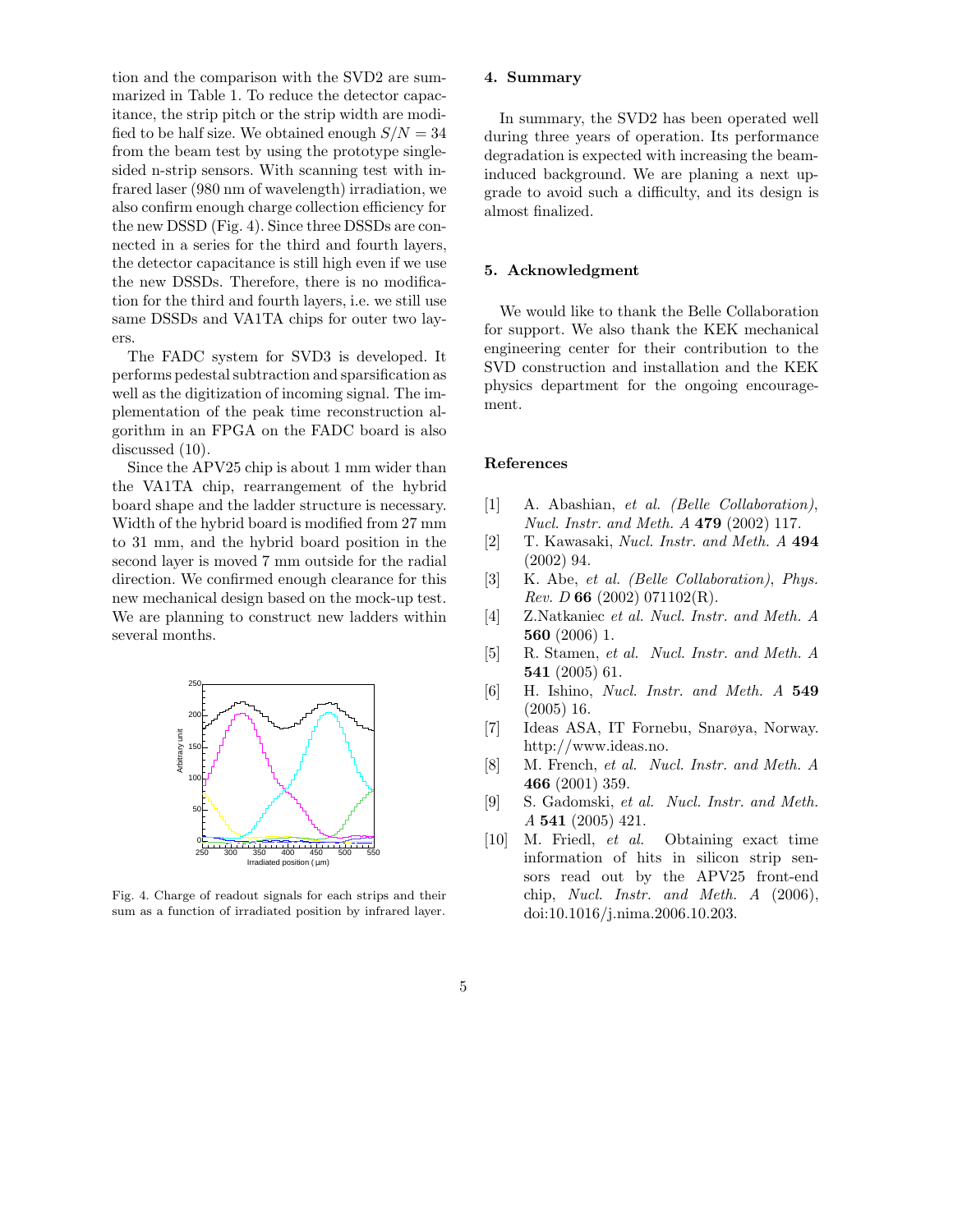tion and the comparison with the SVD2 are summarized in Table 1. To reduce the detector capacitance, the strip pitch or the strip width are modified to be half size. We obtained enough $S/N = 34$ from the beam test by using the prototype single-sided n-strip sensors. With scanning test with infrared laser (980 nm of wavelength) irradiation, we also confirm enough charge collection efficiency for the new DSSD (Fig. 4). Since three DSSDs are connected in a series for the third and fourth layers, the detector capacitance is still high even if we use the new DSSDs. Therefore, there is no modification for the third and fourth layers, i.e. we still use same DSSDs and VA1TA chips for outer two layers.

The FADC system for SVD3 is developed. It performs pedestal subtraction and sparsification as well as the digitization of incoming signal. The implementation of the peak time reconstruction algorithm in an FPGA on the FADC board is also discussed (10).

Since the APV25 chip is about 1 mm wider than the VA1TA chip, rearrangement of the hybrid board shape and the ladder structure is necessary. Width of the hybrid board is modified from 27 mm to 31 mm, and the hybrid board position in the second layer is moved 7 mm outside for the radial direction. We confirmed enough clearance for this new mechanical design based on the mock-up test. We are planning to construct new ladders within several months.

Arbitrary unit
250
200
150
100
50
0
250 300 350 400 450 500 550
Irradiated position (μm)

Fig. 4. Charge of readout signals for each strips and their sum as a function of irradiated position by infrared layer.

## 4. Summary

In summary, the SVD2 has been operated well during three years of operation. Its performance degradation is expected with increasing the beam-induced background. We are planing a next upgrade to avoid such a difficulty, and its design is almost finalized.

## 5. Acknowledgment

We would like to thank the Belle Collaboration for support. We also thank the KEK mechanical engineering center for their contribution to the SVD construction and installation and the KEK physics department for the ongoing encouragement.

## References

[1] A. Abashian, *et al. (Belle Collaboration)*, *Nucl. Instr. and Meth. A* **479** (2002) 117.

[2] T. Kawasaki, *Nucl. Instr. and Meth. A* **494** (2002) 94.

[3] K. Abe, *et al. (Belle Collaboration)*, *Phys. Rev. D* **66** (2002) 071102(R).

[4] Z.Natkaniec *et al. Nucl. Instr. and Meth. A* **560** (2006) 1.

[5] R. Stamen, *et al. Nucl. Instr. and Meth. A* **541** (2005) 61.

[6] H. Ishino, *Nucl. Instr. and Meth. A* **549** (2005) 16.

[7] Ideas ASA, IT Fornebu, Snarøya, Norway. http://www.ideas.no.

[8] M. French, *et al. Nucl. Instr. and Meth. A* **466** (2001) 359.

[9] S. Gadomski, *et al. Nucl. Instr. and Meth. A* **541** (2005) 421.

[10] M. Friedl, *et al.* Obtaining exact time information of hits in silicon strip sensors read out by the APV25 front-end chip, *Nucl. Instr. and Meth. A* (2006), doi:10.1016/j.nima.2006.10.203.